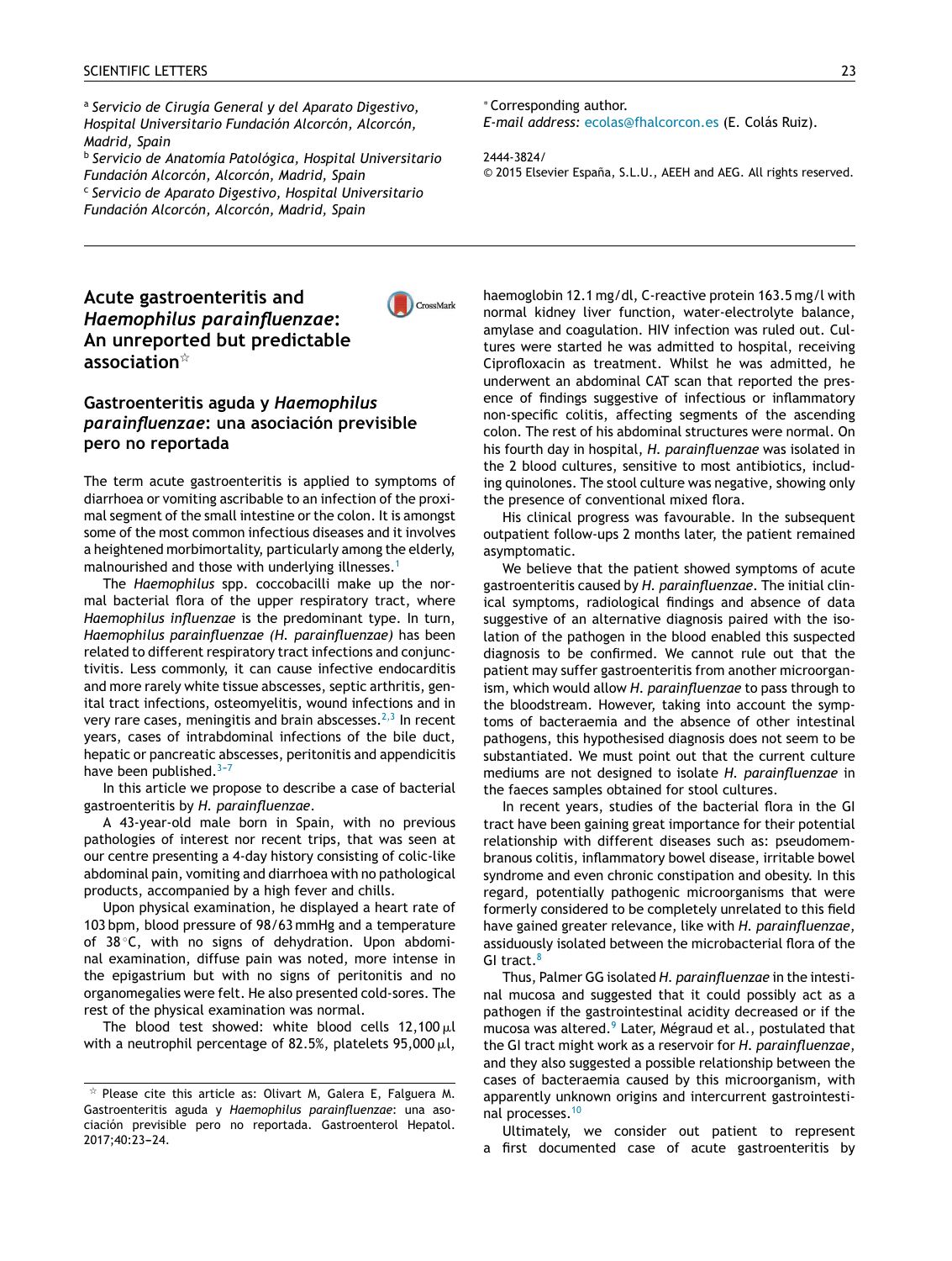[a] *Servicio de Cirugía General y del Aparato Digestivo, Hospital Universitario Fundación Alcorcón, Alcorcón, Madrid, Spain*
[b] *Servicio de Anatomía Patológica, Hospital Universitario Fundación Alcorcón, Alcorcón, Madrid, Spain*
[c] *Servicio de Aparato Digestivo, Hospital Universitario Fundación Alcorcón, Alcorcón, Madrid, Spain*

[*] Corresponding author.
*E-mail address:* ecolas@fhalcorcon.es (E. Colás Ruiz).

2444-3824/
© 2015 Elsevier España, S.L.U., AEEH and AEG. All rights reserved.

# Acute gastroenteritis and *Haemophilus parainfluenzae*: An unreported but predictable association[☆]

## Gastroenteritis aguda y *Haemophilus parainfluenzae*: una asociación previsible pero no reportada

The term acute gastroenteritis is applied to symptoms of diarrhoea or vomiting ascribable to an infection of the proximal segment of the small intestine or the colon. It is amongst some of the most common infectious diseases and it involves a heightened morbimortality, particularly among the elderly, malnourished and those with underlying illnesses.[1]

The *Haemophilus* spp. coccobacilli make up the normal bacterial flora of the upper respiratory tract, where *Haemophilus influenzae* is the predominant type. In turn, *Haemophilus parainfluenzae (H. parainfluenzae)* has been related to different respiratory tract infections and conjunctivitis. Less commonly, it can cause infective endocarditis and more rarely white tissue abscesses, septic arthritis, genital tract infections, osteomyelitis, wound infections and in very rare cases, meningitis and brain abscesses.[2,3] In recent years, cases of intrabdominal infections of the bile duct, hepatic or pancreatic abscesses, peritonitis and appendicitis have been published.[3–7]

In this article we propose to describe a case of bacterial gastroenteritis by *H. parainfluenzae*.

A 43-year-old male born in Spain, with no previous pathologies of interest nor recent trips, that was seen at our centre presenting a 4-day history consisting of colic-like abdominal pain, vomiting and diarrhoea with no pathological products, accompanied by a high fever and chills.

Upon physical examination, he displayed a heart rate of 103 bpm, blood pressure of 98/63 mmHg and a temperature of 38 °C, with no signs of dehydration. Upon abdominal examination, diffuse pain was noted, more intense in the epigastrium but with no signs of peritonitis and no organomegalies were felt. He also presented cold-sores. The rest of the physical examination was normal.

The blood test showed: white blood cells 12,100 μl with a neutrophil percentage of 82.5%, platelets 95,000 μl, haemoglobin 12.1 mg/dl, C-reactive protein 163.5 mg/l with normal kidney liver function, water-electrolyte balance, amylase and coagulation. HIV infection was ruled out. Cultures were started he was admitted to hospital, receiving Ciprofloxacin as treatment. Whilst he was admitted, he underwent an abdominal CAT scan that reported the presence of findings suggestive of infectious or inflammatory non-specific colitis, affecting segments of the ascending colon. The rest of his abdominal structures were normal. On his fourth day in hospital, *H. parainfluenzae* was isolated in the 2 blood cultures, sensitive to most antibiotics, including quinolones. The stool culture was negative, showing only the presence of conventional mixed flora.

His clinical progress was favourable. In the subsequent outpatient follow-ups 2 months later, the patient remained asymptomatic.

We believe that the patient showed symptoms of acute gastroenteritis caused by *H. parainfluenzae*. The initial clinical symptoms, radiological findings and absence of data suggestive of an alternative diagnosis paired with the isolation of the pathogen in the blood enabled this suspected diagnosis to be confirmed. We cannot rule out that the patient may suffer gastroenteritis from another microorganism, which would allow *H. parainfluenzae* to pass through to the bloodstream. However, taking into account the symptoms of bacteraemia and the absence of other intestinal pathogens, this hypothesised diagnosis does not seem to be substantiated. We must point out that the current culture mediums are not designed to isolate *H. parainfluenzae* in the faeces samples obtained for stool cultures.

In recent years, studies of the bacterial flora in the GI tract have been gaining great importance for their potential relationship with different diseases such as: pseudomembranous colitis, inflammatory bowel disease, irritable bowel syndrome and even chronic constipation and obesity. In this regard, potentially pathogenic microorganisms that were formerly considered to be completely unrelated to this field have gained greater relevance, like with *H. parainfluenzae*, assiduously isolated between the microbacterial flora of the GI tract.[8]

Thus, Palmer GG isolated *H. parainfluenzae* in the intestinal mucosa and suggested that it could possibly act as a pathogen if the gastrointestinal acidity decreased or if the mucosa was altered.[9] Later, Mégraud et al., postulated that the GI tract might work as a reservoir for *H. parainfluenzae*, and they also suggested a possible relationship between the cases of bacteraemia caused by this microorganism, with apparently unknown origins and intercurrent gastrointestinal processes.[10]

Ultimately, we consider out patient to represent a first documented case of acute gastroenteritis by

[☆] Please cite this article as: Olivart M, Galera E, Falguera M. Gastroenteritis aguda y *Haemophilus parainfluenzae*: una asociación previsible pero no reportada. Gastroenterol Hepatol. 2017;40:23–24.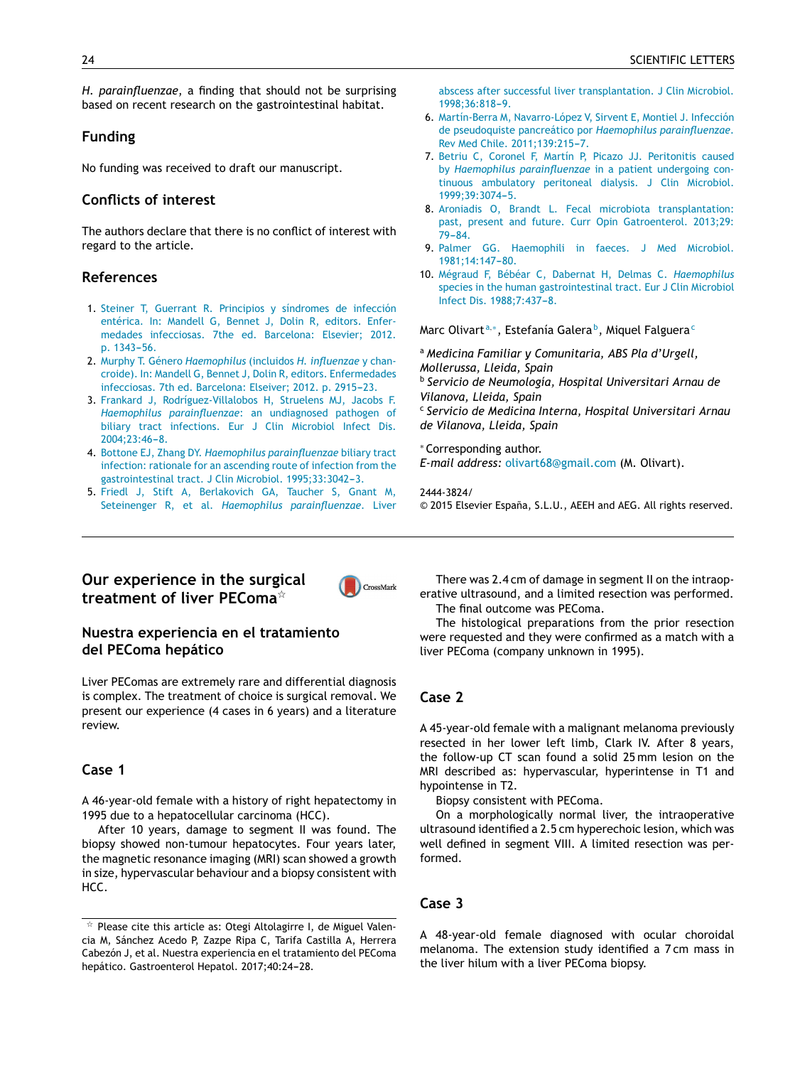*H. parainfluenzae*, a finding that should not be surprising based on recent research on the gastrointestinal habitat.

## Funding

No funding was received to draft our manuscript.

## Conflicts of interest

The authors declare that there is no conflict of interest with regard to the article.

## References

1. Steiner T, Guerrant R. Principios y síndromes de infección entérica. In: Mandell G, Bennet J, Dolin R, editors. Enfermedades infecciosas. 7the ed. Barcelona: Elsevier; 2012. p. 1343–56.
2. Murphy T. Género *Haemophilus* (incluidos *H. influenzae* y chancroide). In: Mandell G, Bennet J, Dolin R, editors. Enfermedades infecciosas. 7th ed. Barcelona: Elseiver; 2012. p. 2915–23.
3. Frankard J, Rodríguez-Villalobos H, Struelens MJ, Jacobs F. *Haemophilus parainfluenzae*: an undiagnosed pathogen of biliary tract infections. Eur J Clin Microbiol Infect Dis. 2004;23:46–8.
4. Bottone EJ, Zhang DY. *Haemophilus parainfluenzae* biliary tract infection: rationale for an ascending route of infection from the gastrointestinal tract. J Clin Microbiol. 1995;33:3042–3.
5. Friedl J, Stift A, Berlakovich GA, Taucher S, Gnant M, Seteinenger R, et al. *Haemophilus parainfluenzae*. Liver abscess after successful liver transplantation. J Clin Microbiol. 1998;36:818–9.
6. Martín-Berra M, Navarro-López V, Sirvent E, Montiel J. Infección de pseudoquiste pancreático por *Haemophilus parainfluenzae*. Rev Med Chile. 2011;139:215–7.
7. Betriu C, Coronel F, Martín P, Picazo JJ. Peritonitis caused by *Haemophilus parainfluenzae* in a patient undergoing continuous ambulatory peritoneal dialysis. J Clin Microbiol. 1999;39:3074–5.
8. Aroniadis O, Brandt L. Fecal microbiota transplantation: past, present and future. Curr Opin Gatroenterol. 2013;29:79–84.
9. Palmer GG. Haemophili in faeces. J Med Microbiol. 1981;14:147–80.
10. Mégraud F, Bébéar C, Dabernat H, Delmas C. *Haemophilus* species in the human gastrointestinal tract. Eur J Clin Microbiol Infect Dis. 1988;7:437–8.

Marc Olivart[a,*], Estefanía Galera[b], Miquel Falguera[c]

[a] *Medicina Familiar y Comunitaria, ABS Pla d'Urgell, Mollerussa, Lleida, Spain*
[b] *Servicio de Neumología, Hospital Universitari Arnau de Vilanova, Lleida, Spain*
[c] *Servicio de Medicina Interna, Hospital Universitari Arnau de Vilanova, Lleida, Spain*

[*] Corresponding author.
*E-mail address:* olivart68@gmail.com (M. Olivart).

2444-3824/
© 2015 Elsevier España, S.L.U., AEEH and AEG. All rights reserved.

# Our experience in the surgical treatment of liver PEComa[☆]

## Nuestra experiencia en el tratamiento del PEComa hepático

Liver PEComas are extremely rare and differential diagnosis is complex. The treatment of choice is surgical removal. We present our experience (4 cases in 6 years) and a literature review.

## Case 1

A 46-year-old female with a history of right hepatectomy in 1995 due to a hepatocellular carcinoma (HCC).

After 10 years, damage to segment II was found. The biopsy showed non-tumour hepatocytes. Four years later, the magnetic resonance imaging (MRI) scan showed a growth in size, hypervascular behaviour and a biopsy consistent with HCC.

There was 2.4 cm of damage in segment II on the intraoperative ultrasound, and a limited resection was performed.

The final outcome was PEComa.

The histological preparations from the prior resection were requested and they were confirmed as a match with a liver PEComa (company unknown in 1995).

## Case 2

A 45-year-old female with a malignant melanoma previously resected in her lower left limb, Clark IV. After 8 years, the follow-up CT scan found a solid 25 mm lesion on the MRI described as: hypervascular, hyperintense in T1 and hypointense in T2.

Biopsy consistent with PEComa.

On a morphologically normal liver, the intraoperative ultrasound identified a 2.5 cm hyperechoic lesion, which was well defined in segment VIII. A limited resection was performed.

## Case 3

A 48-year-old female diagnosed with ocular choroidal melanoma. The extension study identified a 7 cm mass in the liver hilum with a liver PEComa biopsy.

[☆] Please cite this article as: Otegi Altolagirre I, de Miguel Valencia M, Sánchez Acedo P, Zazpe Ripa C, Tarifa Castilla A, Herrera Cabezón J, et al. Nuestra experiencia en el tratamiento del PEComa hepático. Gastroenterol Hepatol. 2017;40:24–28.